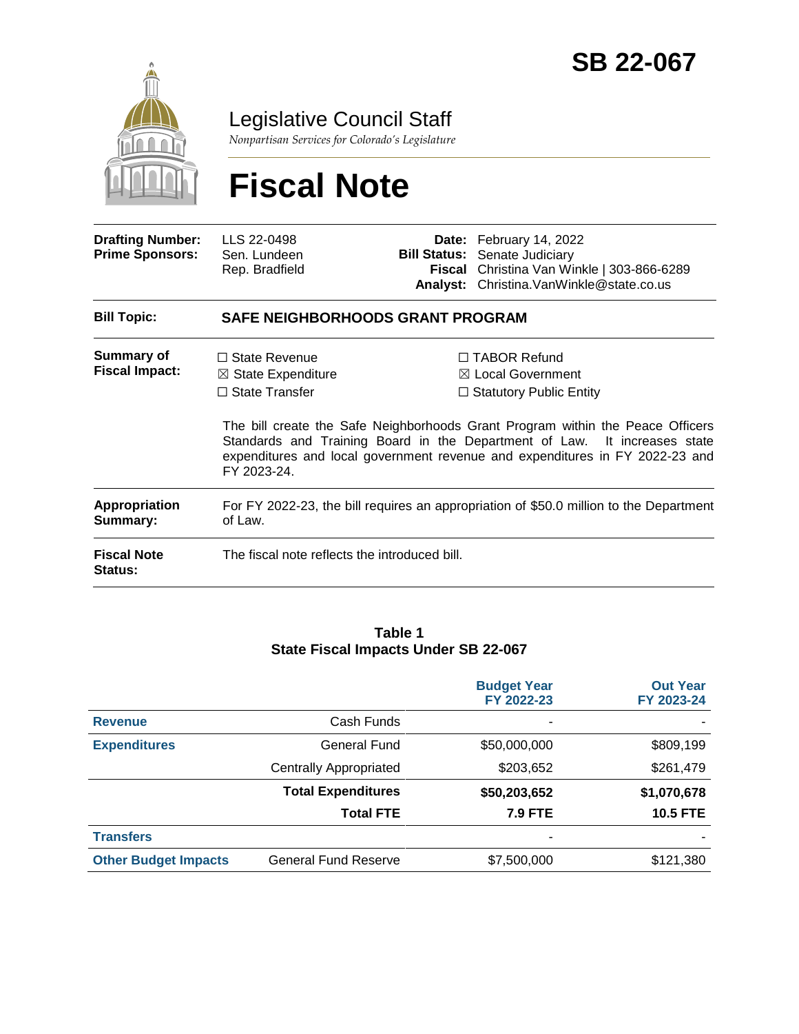# SB 22-067

## Legislative Council Staff

*Nonpartisan Services for Colorado's Legislature*

# Fiscal Note

| | | | |
|---|---|---|---|
| **Drafting Number:** | LLS 22-0498 | **Date:** | February 14, 2022 |
| **Prime Sponsors:** | Sen. Lundeen<br>Rep. Bradfield | **Bill Status:** | Senate Judiciary |
| | | **Fiscal Analyst:** | Christina Van Winkle \| 303-866-6289<br>Christina.VanWinkle@state.co.us |

**Bill Topic:** **SAFE NEIGHBORHOODS GRANT PROGRAM**

**Summary of Fiscal Impact:**

☐ State Revenue
☒ State Expenditure
☐ State Transfer
☐ TABOR Refund
☒ Local Government
☐ Statutory Public Entity

The bill create the Safe Neighborhoods Grant Program within the Peace Officers Standards and Training Board in the Department of Law. It increases state expenditures and local government revenue and expenditures in FY 2022-23 and FY 2023-24.

**Appropriation Summary:** For FY 2022-23, the bill requires an appropriation of $50.0 million to the Department of Law.

**Fiscal Note Status:** The fiscal note reflects the introduced bill.

**Table 1**
**State Fiscal Impacts Under SB 22-067**

| | | Budget Year FY 2022-23 | Out Year FY 2023-24 |
|---|---|---|---|
| **Revenue** | Cash Funds | - | - |
| **Expenditures** | General Fund | $50,000,000 | $809,199 |
| | Centrally Appropriated | $203,652 | $261,479 |
| | **Total Expenditures** | **$50,203,652** | **$1,070,678** |
| | **Total FTE** | **7.9 FTE** | **10.5 FTE** |
| **Transfers** | | - | - |
| **Other Budget Impacts** | General Fund Reserve | $7,500,000 | $121,380 |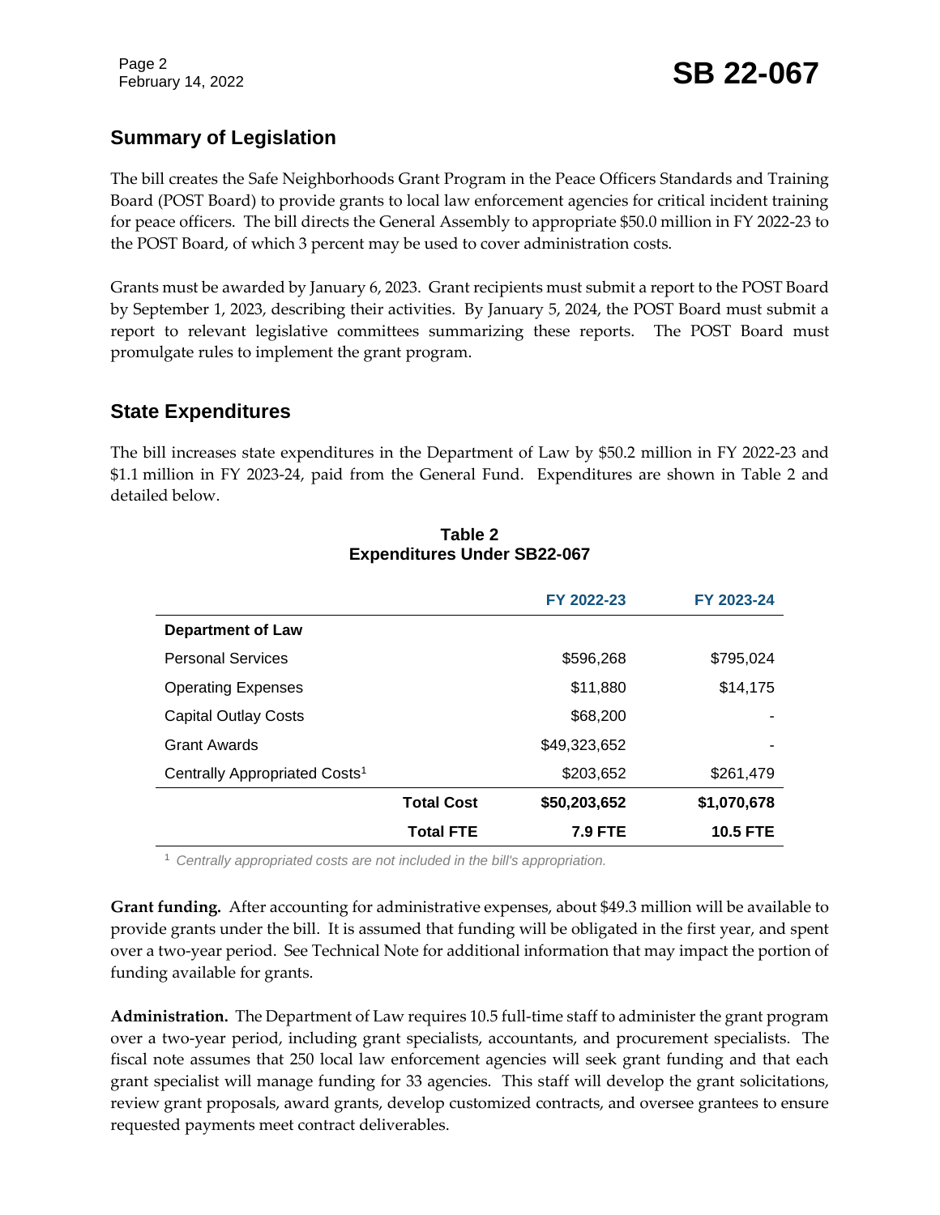## Summary of Legislation

The bill creates the Safe Neighborhoods Grant Program in the Peace Officers Standards and Training Board (POST Board) to provide grants to local law enforcement agencies for critical incident training for peace officers. The bill directs the General Assembly to appropriate $50.0 million in FY 2022-23 to the POST Board, of which 3 percent may be used to cover administration costs.

Grants must be awarded by January 6, 2023. Grant recipients must submit a report to the POST Board by September 1, 2023, describing their activities. By January 5, 2024, the POST Board must submit a report to relevant legislative committees summarizing these reports. The POST Board must promulgate rules to implement the grant program.

## State Expenditures

The bill increases state expenditures in the Department of Law by $50.2 million in FY 2022-23 and $1.1 million in FY 2023-24, paid from the General Fund. Expenditures are shown in Table 2 and detailed below.

**Table 2**
**Expenditures Under SB22-067**

| | FY 2022-23 | FY 2023-24 |
|---|---|---|
| **Department of Law** | | |
| Personal Services | $596,268 | $795,024 |
| Operating Expenses | $11,880 | $14,175 |
| Capital Outlay Costs | $68,200 | - |
| Grant Awards | $49,323,652 | - |
| Centrally Appropriated Costs[1] | $203,652 | $261,479 |
| **Total Cost** | **$50,203,652** | **$1,070,678** |
| **Total FTE** | **7.9 FTE** | **10.5 FTE** |

[1] *Centrally appropriated costs are not included in the bill's appropriation.*

**Grant funding.** After accounting for administrative expenses, about $49.3 million will be available to provide grants under the bill. It is assumed that funding will be obligated in the first year, and spent over a two-year period. See Technical Note for additional information that may impact the portion of funding available for grants.

**Administration.** The Department of Law requires 10.5 full-time staff to administer the grant program over a two-year period, including grant specialists, accountants, and procurement specialists. The fiscal note assumes that 250 local law enforcement agencies will seek grant funding and that each grant specialist will manage funding for 33 agencies. This staff will develop the grant solicitations, review grant proposals, award grants, develop customized contracts, and oversee grantees to ensure requested payments meet contract deliverables.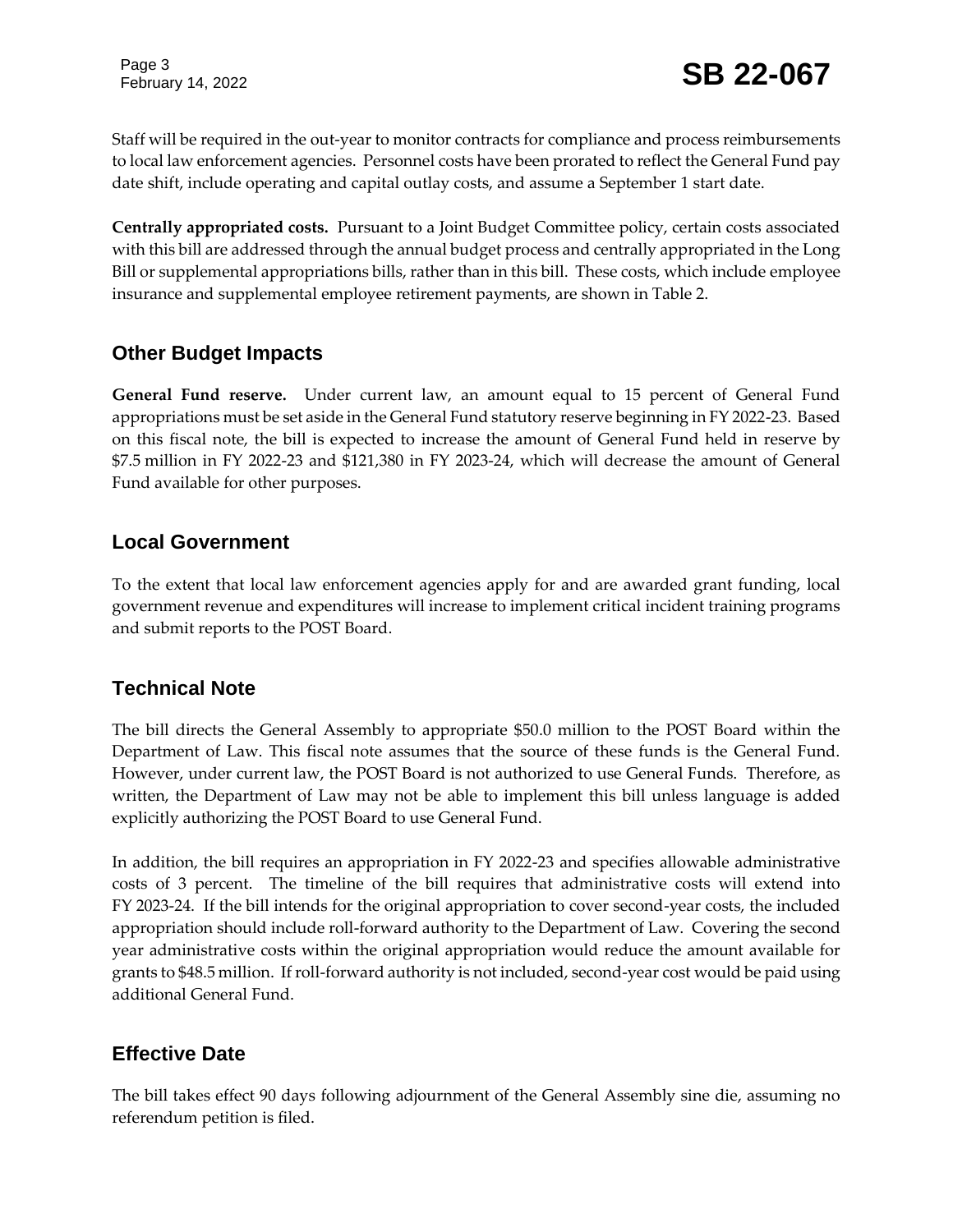Staff will be required in the out-year to monitor contracts for compliance and process reimbursements to local law enforcement agencies. Personnel costs have been prorated to reflect the General Fund pay date shift, include operating and capital outlay costs, and assume a September 1 start date.

**Centrally appropriated costs.** Pursuant to a Joint Budget Committee policy, certain costs associated with this bill are addressed through the annual budget process and centrally appropriated in the Long Bill or supplemental appropriations bills, rather than in this bill. These costs, which include employee insurance and supplemental employee retirement payments, are shown in Table 2.

## Other Budget Impacts

**General Fund reserve.** Under current law, an amount equal to 15 percent of General Fund appropriations must be set aside in the General Fund statutory reserve beginning in FY 2022-23. Based on this fiscal note, the bill is expected to increase the amount of General Fund held in reserve by $7.5 million in FY 2022-23 and $121,380 in FY 2023-24, which will decrease the amount of General Fund available for other purposes.

## Local Government

To the extent that local law enforcement agencies apply for and are awarded grant funding, local government revenue and expenditures will increase to implement critical incident training programs and submit reports to the POST Board.

## Technical Note

The bill directs the General Assembly to appropriate $50.0 million to the POST Board within the Department of Law. This fiscal note assumes that the source of these funds is the General Fund. However, under current law, the POST Board is not authorized to use General Funds. Therefore, as written, the Department of Law may not be able to implement this bill unless language is added explicitly authorizing the POST Board to use General Fund.

In addition, the bill requires an appropriation in FY 2022-23 and specifies allowable administrative costs of 3 percent. The timeline of the bill requires that administrative costs will extend into FY 2023-24. If the bill intends for the original appropriation to cover second-year costs, the included appropriation should include roll-forward authority to the Department of Law. Covering the second year administrative costs within the original appropriation would reduce the amount available for grants to $48.5 million. If roll-forward authority is not included, second-year cost would be paid using additional General Fund.

## Effective Date

The bill takes effect 90 days following adjournment of the General Assembly sine die, assuming no referendum petition is filed.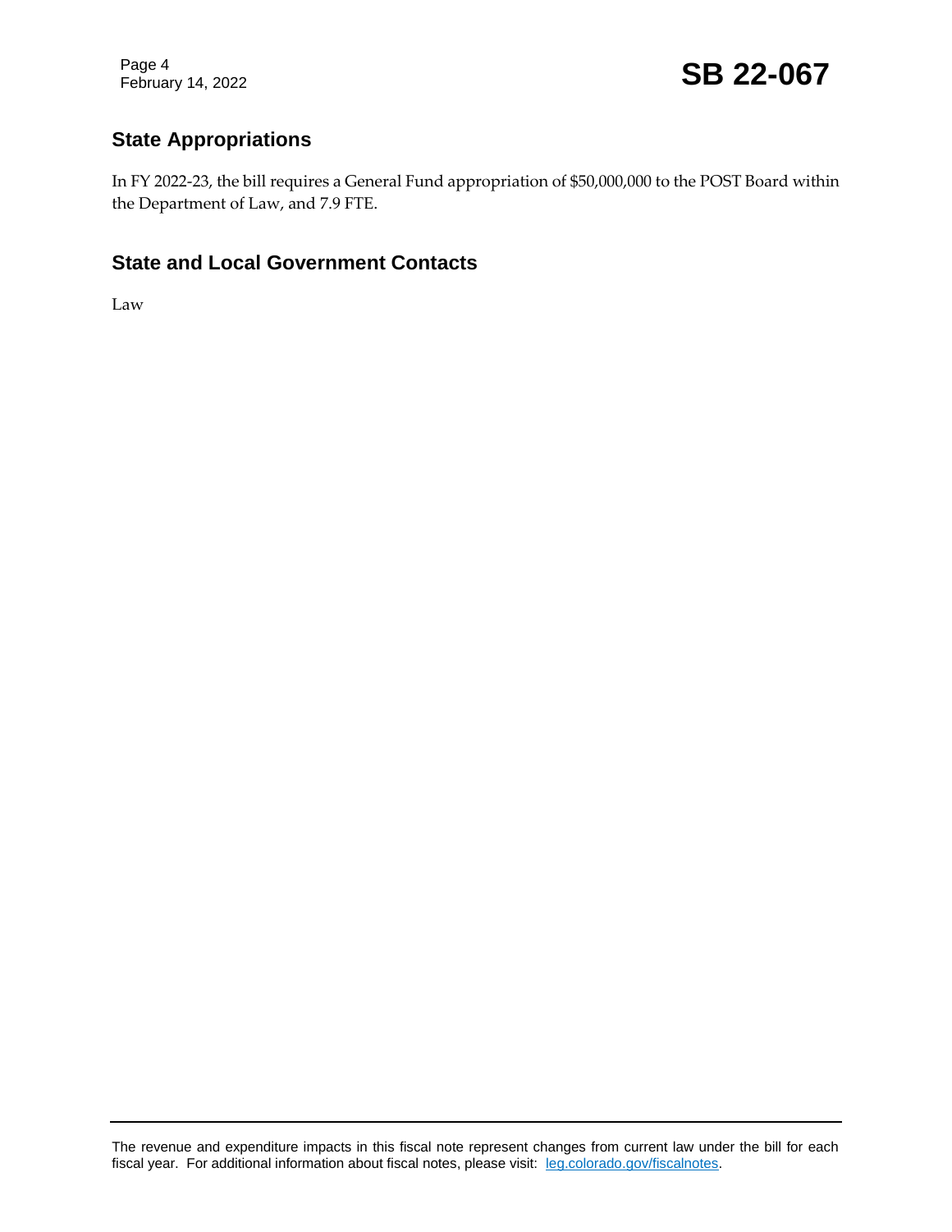## State Appropriations

In FY 2022-23, the bill requires a General Fund appropriation of $50,000,000 to the POST Board within the Department of Law, and 7.9 FTE.

## State and Local Government Contacts

Law

The revenue and expenditure impacts in this fiscal note represent changes from current law under the bill for each fiscal year. For additional information about fiscal notes, please visit: leg.colorado.gov/fiscalnotes.